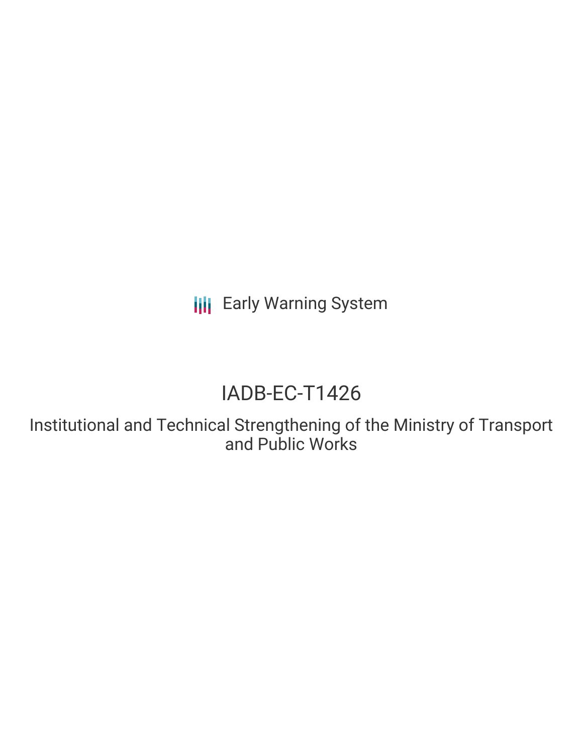Early Warning System

# IADB-EC-T1426

## Institutional and Technical Strengthening of the Ministry of Transport and Public Works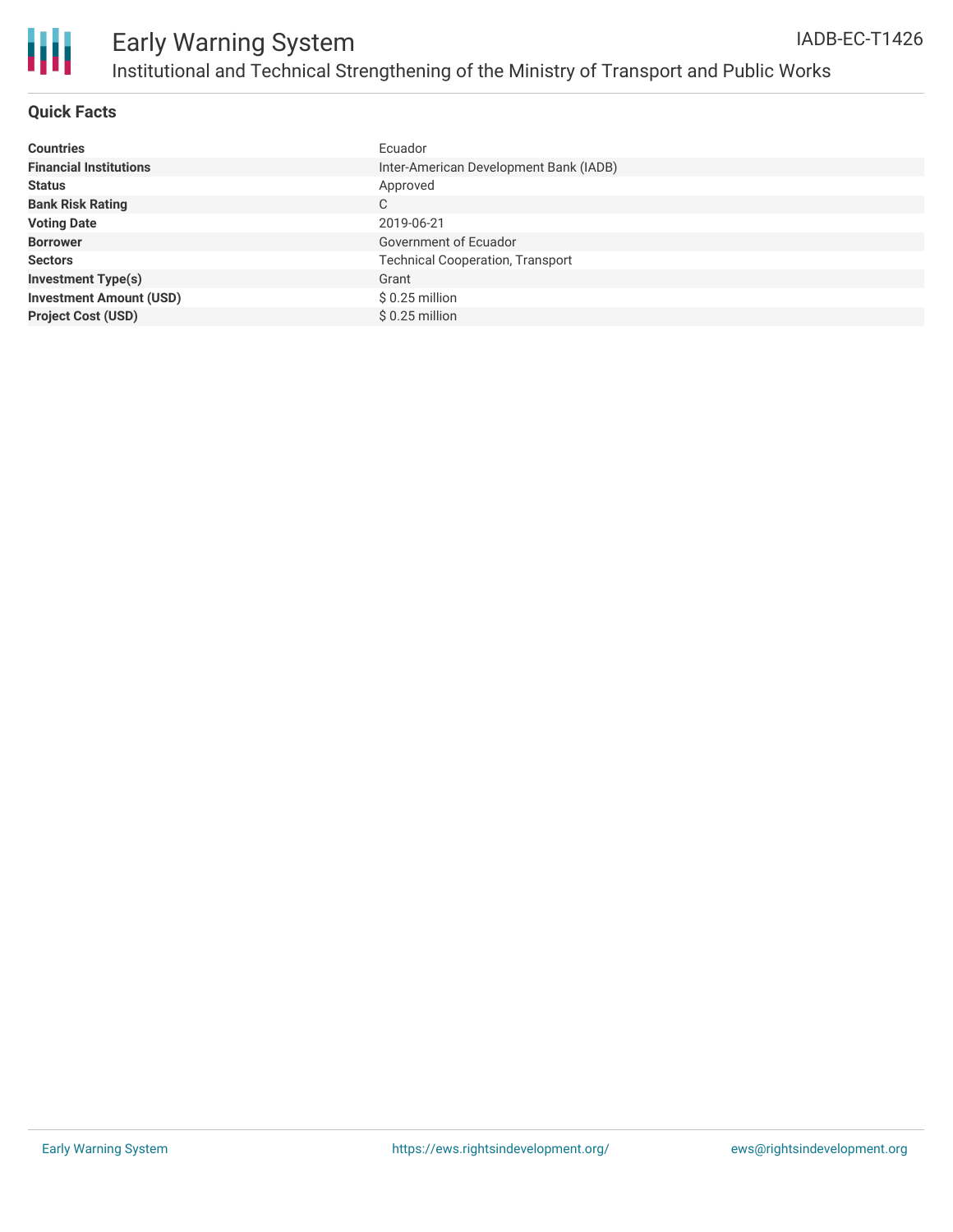# Early Warning System

## Institutional and Technical Strengthening of the Ministry of Transport and Public Works

IADB-EC-T1426

### Quick Facts

| | |
|---|---|
| **Countries** | Ecuador |
| **Financial Institutions** | Inter-American Development Bank (IADB) |
| **Status** | Approved |
| **Bank Risk Rating** | C |
| **Voting Date** | 2019-06-21 |
| **Borrower** | Government of Ecuador |
| **Sectors** | Technical Cooperation, Transport |
| **Investment Type(s)** | Grant |
| **Investment Amount (USD)** | $ 0.25 million |
| **Project Cost (USD)** | $ 0.25 million |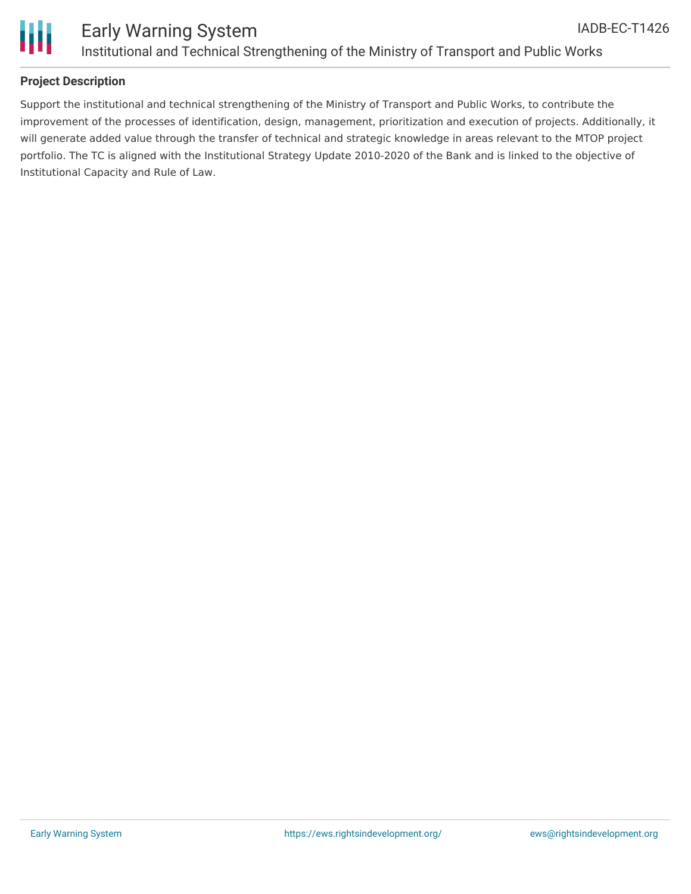## Project Description

Support the institutional and technical strengthening of the Ministry of Transport and Public Works, to contribute the improvement of the processes of identification, design, management, prioritization and execution of projects. Additionally, it will generate added value through the transfer of technical and strategic knowledge in areas relevant to the MTOP project portfolio. The TC is aligned with the Institutional Strategy Update 2010-2020 of the Bank and is linked to the objective of Institutional Capacity and Rule of Law.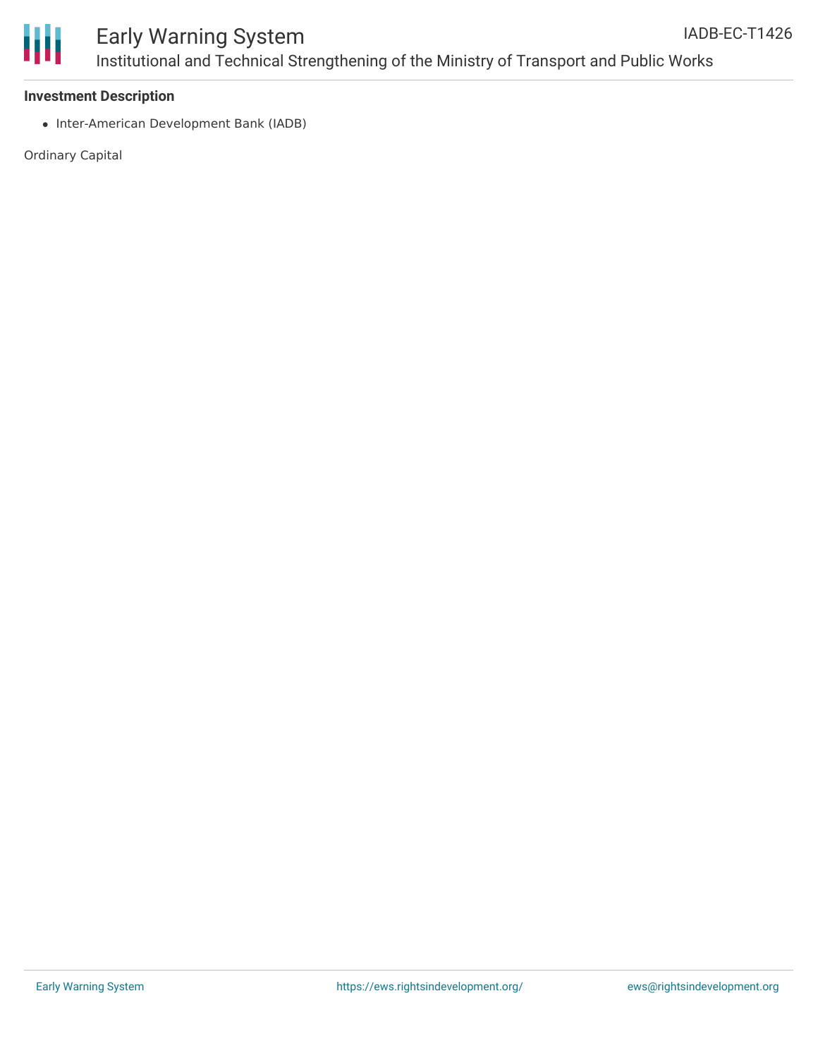**Investment Description**

- Inter-American Development Bank (IADB)

Ordinary Capital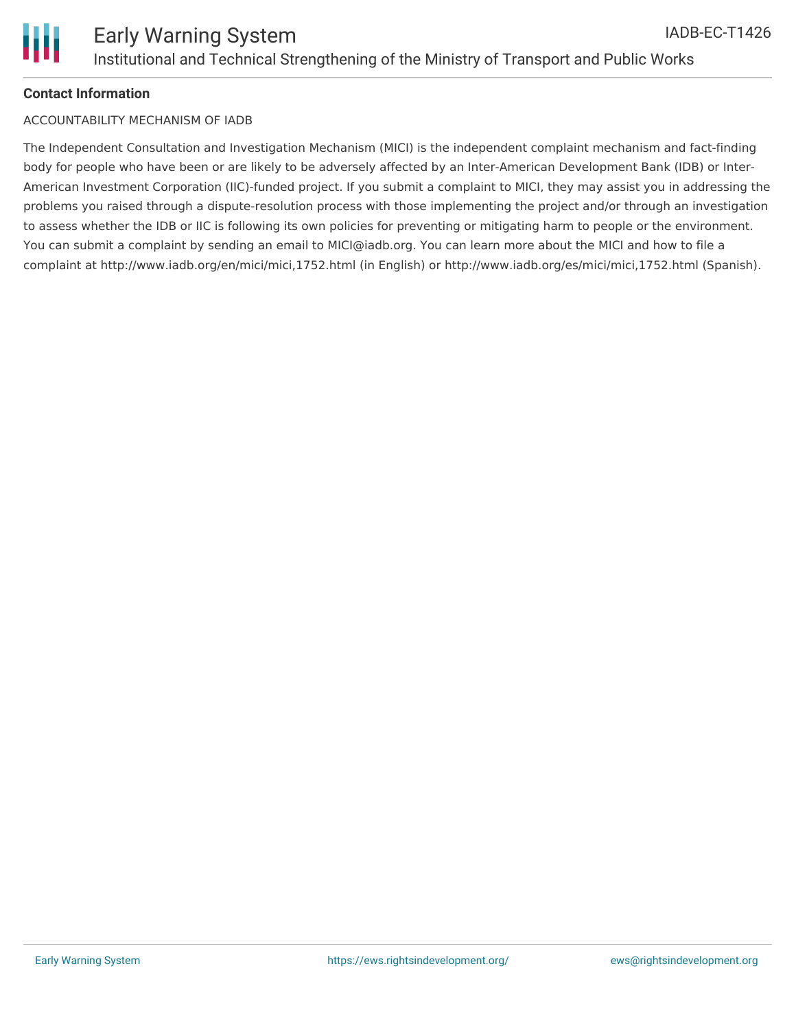**Contact Information**

ACCOUNTABILITY MECHANISM OF IADB

The Independent Consultation and Investigation Mechanism (MICI) is the independent complaint mechanism and fact-finding body for people who have been or are likely to be adversely affected by an Inter-American Development Bank (IDB) or Inter-American Investment Corporation (IIC)-funded project. If you submit a complaint to MICI, they may assist you in addressing the problems you raised through a dispute-resolution process with those implementing the project and/or through an investigation to assess whether the IDB or IIC is following its own policies for preventing or mitigating harm to people or the environment. You can submit a complaint by sending an email to MICI@iadb.org. You can learn more about the MICI and how to file a complaint at http://www.iadb.org/en/mici/mici,1752.html (in English) or http://www.iadb.org/es/mici/mici,1752.html (Spanish).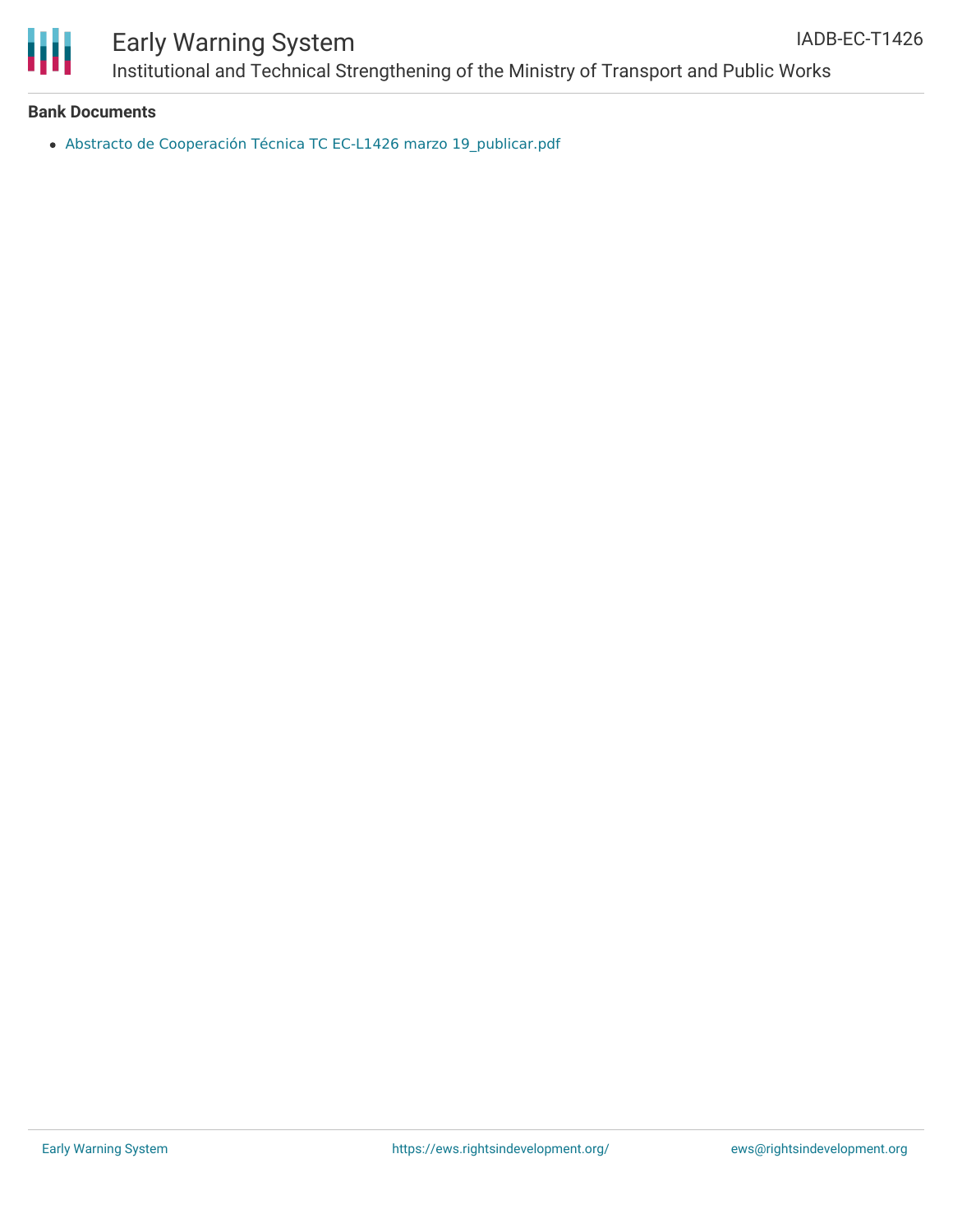**Bank Documents**

- Abstracto de Cooperación Técnica TC EC-L1426 marzo 19_publicar.pdf